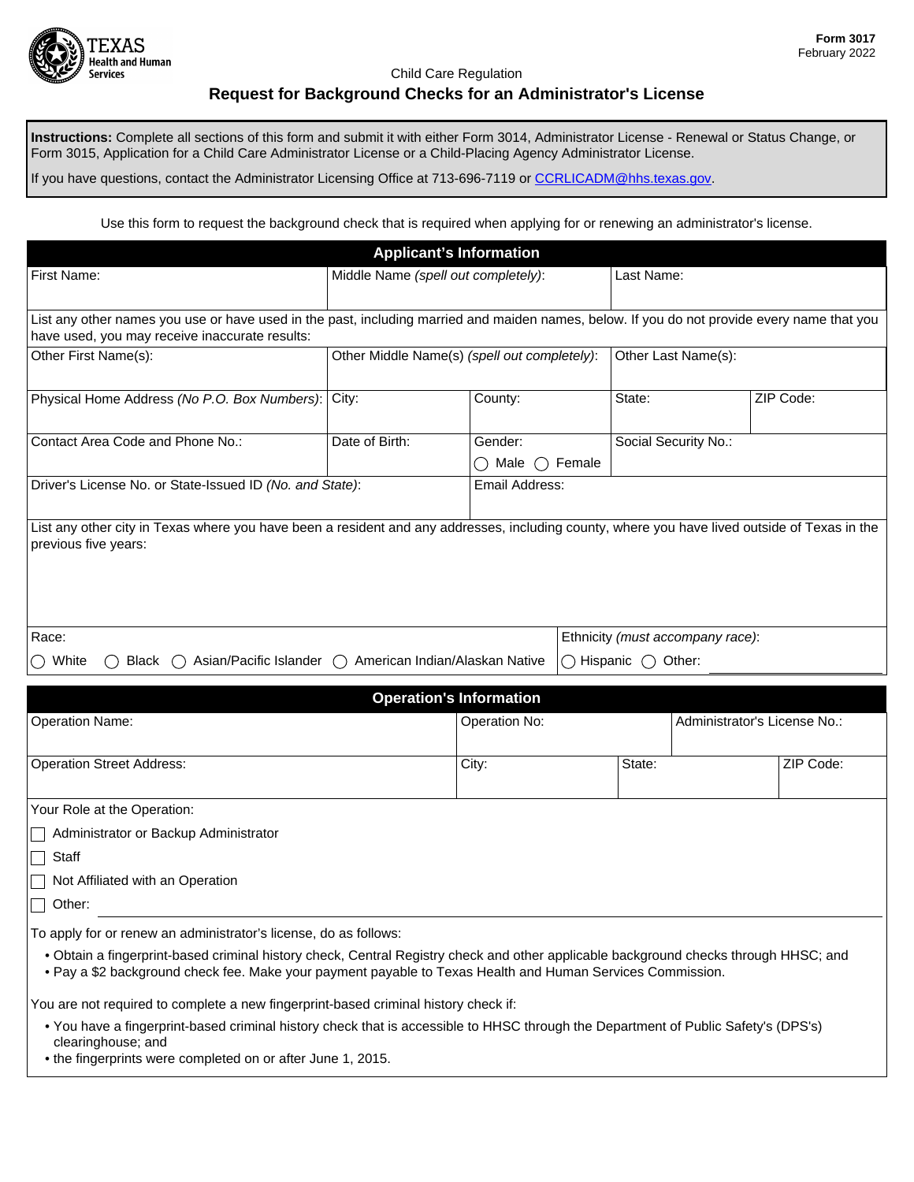Form 3017
February 2022

Texas Health and Human Services

Child Care Regulation

# Request for Background Checks for an Administrator's License

**Instructions:** Complete all sections of this form and submit it with either Form 3014, Administrator License - Renewal or Status Change, or Form 3015, Application for a Child Care Administrator License or a Child-Placing Agency Administrator License.

If you have questions, contact the Administrator Licensing Office at 713-696-7119 or CCRLICADM@hhs.texas.gov.

Use this form to request the background check that is required when applying for or renewing an administrator's license.

## Applicant's Information

| First Name: | Middle Name *(spell out completely)*: | Last Name: |
|---|---|---|
| | | |

List any other names you use or have used in the past, including married and maiden names, below. If you do not provide every name that you have used, you may receive inaccurate results:

| Other First Name(s): | Other Middle Name(s) *(spell out completely)*: | Other Last Name(s): |
|---|---|---|
| | | |

| Physical Home Address *(No P.O. Box Numbers)*: | City: | County: | State: | ZIP Code: |
|---|---|---|---|---|
| | | | | |

| Contact Area Code and Phone No.: | Date of Birth: | Gender: ◯ Male ◯ Female | Social Security No.: |
|---|---|---|---|
| | | | |

| Driver's License No. or State-Issued ID *(No. and State)*: | Email Address: |
|---|---|
| | |

List any other city in Texas where you have been a resident and any addresses, including county, where you have lived outside of Texas in the previous five years:

Race:
◯ White ◯ Black ◯ Asian/Pacific Islander ◯ American Indian/Alaskan Native

Ethnicity *(must accompany race)*:
◯ Hispanic ◯ Other: ____________

## Operation's Information

| Operation Name: | Operation No: | Administrator's License No.: |
|---|---|---|
| | | |

| Operation Street Address: | City: | State: | ZIP Code: |
|---|---|---|---|
| | | | |

Your Role at the Operation:

- ☐ Administrator or Backup Administrator
- ☐ Staff
- ☐ Not Affiliated with an Operation
- ☐ Other: ____________

To apply for or renew an administrator's license, do as follows:

- Obtain a fingerprint-based criminal history check, Central Registry check and other applicable background checks through HHSC; and
- Pay a $2 background check fee. Make your payment payable to Texas Health and Human Services Commission.

You are not required to complete a new fingerprint-based criminal history check if:

- You have a fingerprint-based criminal history check that is accessible to HHSC through the Department of Public Safety's (DPS's) clearinghouse; and
- the fingerprints were completed on or after June 1, 2015.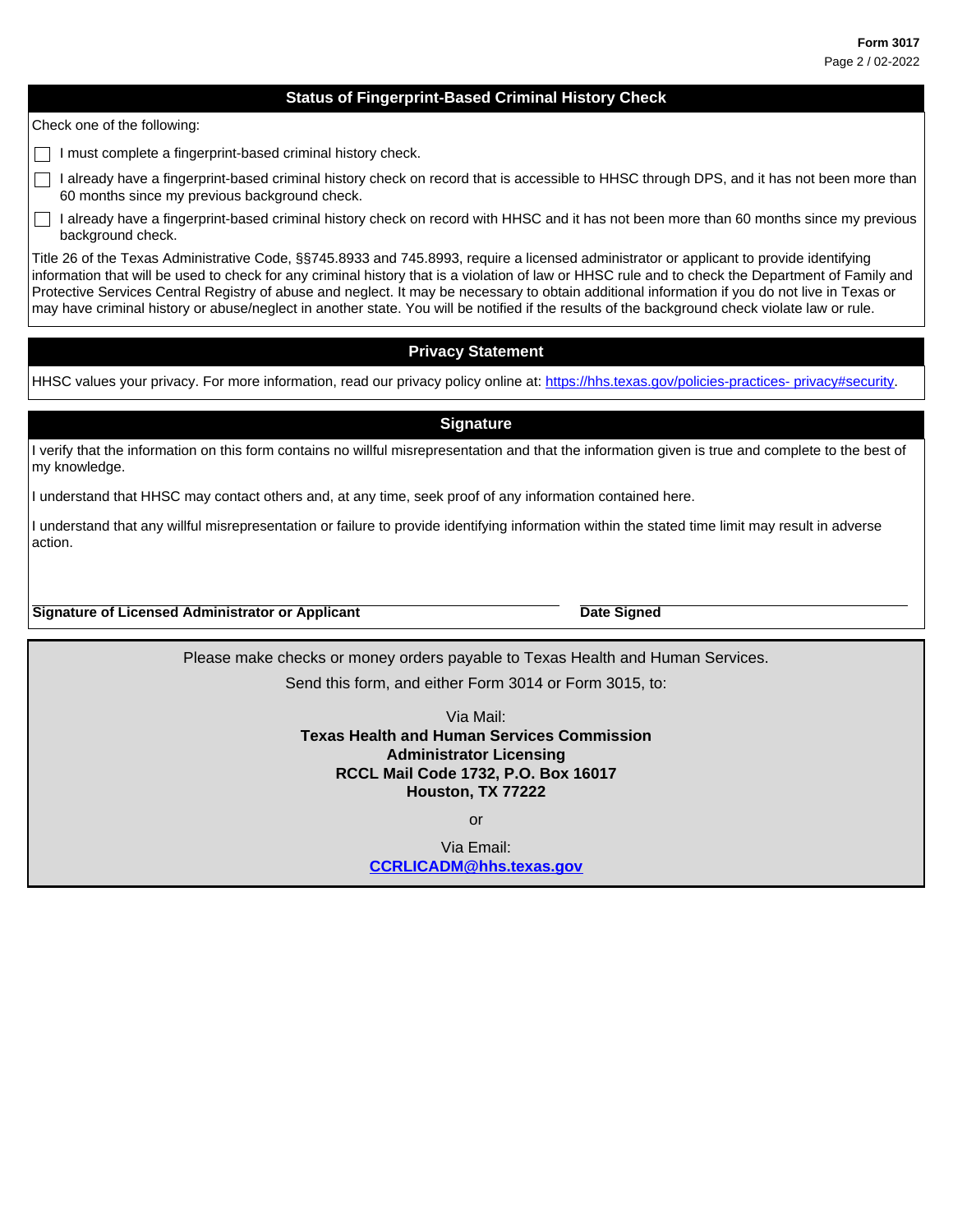## Status of Fingerprint-Based Criminal History Check

Check one of the following:

- ☐ I must complete a fingerprint-based criminal history check.
- ☐ I already have a fingerprint-based criminal history check on record that is accessible to HHSC through DPS, and it has not been more than 60 months since my previous background check.
- ☐ I already have a fingerprint-based criminal history check on record with HHSC and it has not been more than 60 months since my previous background check.

Title 26 of the Texas Administrative Code, §§745.8933 and 745.8993, require a licensed administrator or applicant to provide identifying information that will be used to check for any criminal history that is a violation of law or HHSC rule and to check the Department of Family and Protective Services Central Registry of abuse and neglect. It may be necessary to obtain additional information if you do not live in Texas or may have criminal history or abuse/neglect in another state. You will be notified if the results of the background check violate law or rule.

## Privacy Statement

HHSC values your privacy. For more information, read our privacy policy online at: https://hhs.texas.gov/policies-practices- privacy#security.

## Signature

I verify that the information on this form contains no willful misrepresentation and that the information given is true and complete to the best of my knowledge.

I understand that HHSC may contact others and, at any time, seek proof of any information contained here.

I understand that any willful misrepresentation or failure to provide identifying information within the stated time limit may result in adverse action.

**Signature of Licensed Administrator or Applicant** ____________________ **Date Signed** ____________________

Please make checks or money orders payable to Texas Health and Human Services.

Send this form, and either Form 3014 or Form 3015, to:

Via Mail:

**Texas Health and Human Services Commission**
**Administrator Licensing**
**RCCL Mail Code 1732, P.O. Box 16017**
**Houston, TX 77222**

or

Via Email:

**CCRLICADM@hhs.texas.gov**